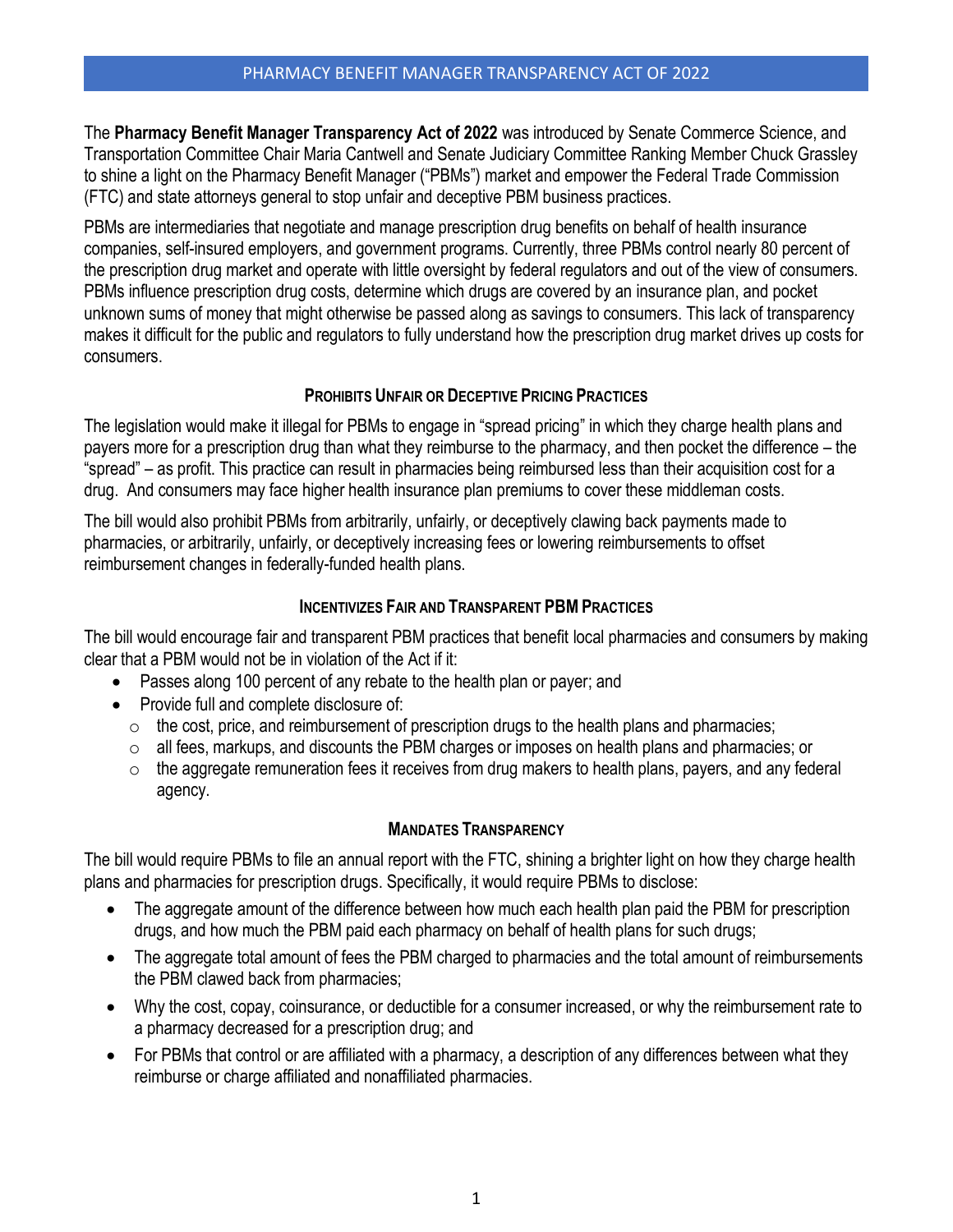# PHARMACY BENEFIT MANAGER TRANSPARENCY ACT OF 2022

The **Pharmacy Benefit Manager Transparency Act of 2022** was introduced by Senate Commerce Science, and Transportation Committee Chair Maria Cantwell and Senate Judiciary Committee Ranking Member Chuck Grassley to shine a light on the Pharmacy Benefit Manager ("PBMs") market and empower the Federal Trade Commission (FTC) and state attorneys general to stop unfair and deceptive PBM business practices.

PBMs are intermediaries that negotiate and manage prescription drug benefits on behalf of health insurance companies, self-insured employers, and government programs. Currently, three PBMs control nearly 80 percent of the prescription drug market and operate with little oversight by federal regulators and out of the view of consumers. PBMs influence prescription drug costs, determine which drugs are covered by an insurance plan, and pocket unknown sums of money that might otherwise be passed along as savings to consumers. This lack of transparency makes it difficult for the public and regulators to fully understand how the prescription drug market drives up costs for consumers.

## PROHIBITS UNFAIR OR DECEPTIVE PRICING PRACTICES

The legislation would make it illegal for PBMs to engage in "spread pricing" in which they charge health plans and payers more for a prescription drug than what they reimburse to the pharmacy, and then pocket the difference – the "spread" – as profit. This practice can result in pharmacies being reimbursed less than their acquisition cost for a drug. And consumers may face higher health insurance plan premiums to cover these middleman costs.

The bill would also prohibit PBMs from arbitrarily, unfairly, or deceptively clawing back payments made to pharmacies, or arbitrarily, unfairly, or deceptively increasing fees or lowering reimbursements to offset reimbursement changes in federally-funded health plans.

## INCENTIVIZES FAIR AND TRANSPARENT PBM PRACTICES

The bill would encourage fair and transparent PBM practices that benefit local pharmacies and consumers by making clear that a PBM would not be in violation of the Act if it:

- Passes along 100 percent of any rebate to the health plan or payer; and
- Provide full and complete disclosure of:
  - the cost, price, and reimbursement of prescription drugs to the health plans and pharmacies;
  - all fees, markups, and discounts the PBM charges or imposes on health plans and pharmacies; or
  - the aggregate remuneration fees it receives from drug makers to health plans, payers, and any federal agency.

## MANDATES TRANSPARENCY

The bill would require PBMs to file an annual report with the FTC, shining a brighter light on how they charge health plans and pharmacies for prescription drugs. Specifically, it would require PBMs to disclose:

- The aggregate amount of the difference between how much each health plan paid the PBM for prescription drugs, and how much the PBM paid each pharmacy on behalf of health plans for such drugs;
- The aggregate total amount of fees the PBM charged to pharmacies and the total amount of reimbursements the PBM clawed back from pharmacies;
- Why the cost, copay, coinsurance, or deductible for a consumer increased, or why the reimbursement rate to a pharmacy decreased for a prescription drug; and
- For PBMs that control or are affiliated with a pharmacy, a description of any differences between what they reimburse or charge affiliated and nonaffiliated pharmacies.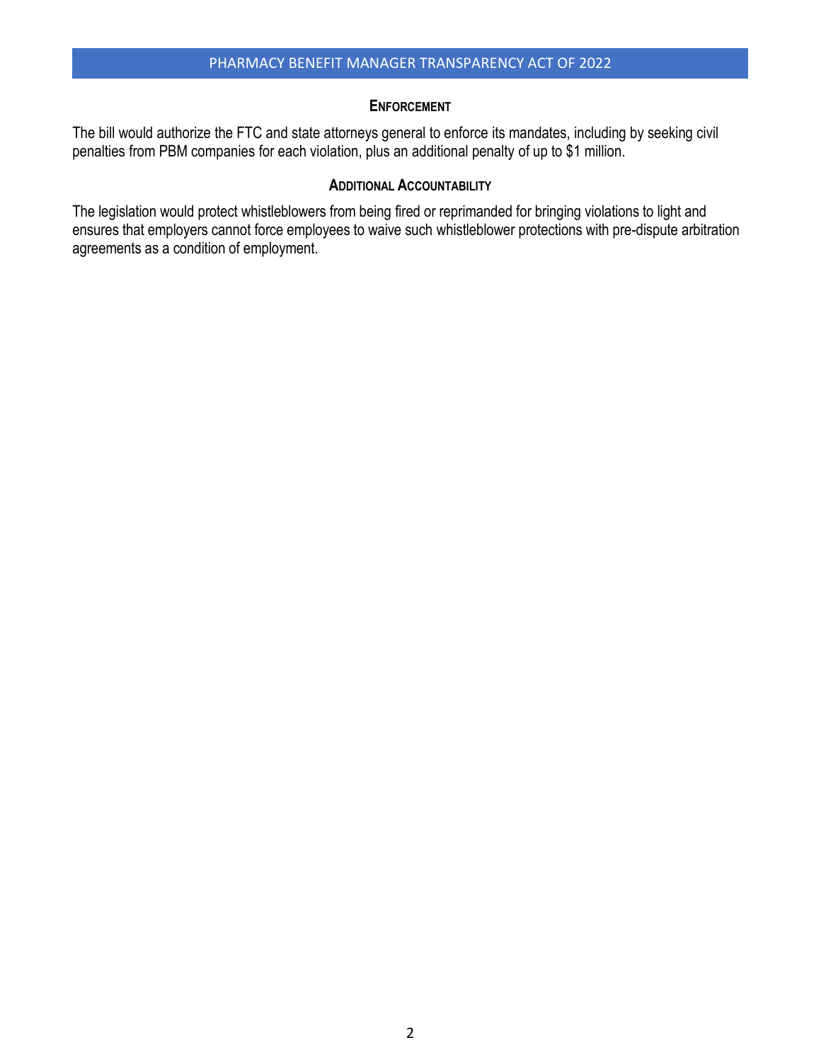### Enforcement

The bill would authorize the FTC and state attorneys general to enforce its mandates, including by seeking civil penalties from PBM companies for each violation, plus an additional penalty of up to $1 million.

### Additional Accountability

The legislation would protect whistleblowers from being fired or reprimanded for bringing violations to light and ensures that employers cannot force employees to waive such whistleblower protections with pre-dispute arbitration agreements as a condition of employment.